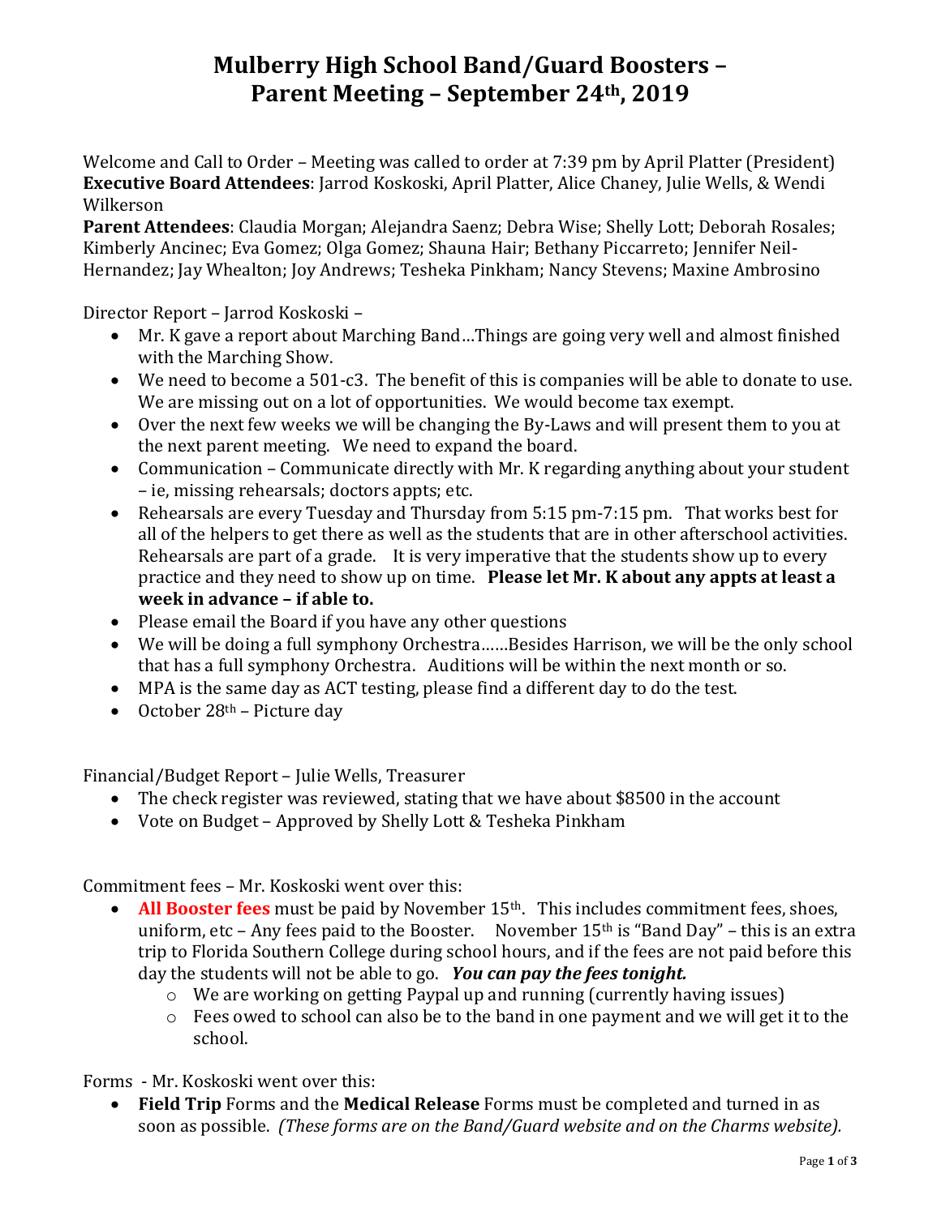# Mulberry High School Band/Guard Boosters – Parent Meeting – September 24th, 2019

Welcome and Call to Order – Meeting was called to order at 7:39 pm by April Platter (President)
**Executive Board Attendees**: Jarrod Koskoski, April Platter, Alice Chaney, Julie Wells, & Wendi Wilkerson
**Parent Attendees**: Claudia Morgan; Alejandra Saenz; Debra Wise; Shelly Lott; Deborah Rosales; Kimberly Ancinec; Eva Gomez; Olga Gomez; Shauna Hair; Bethany Piccarreto; Jennifer Neil-Hernandez; Jay Whealton; Joy Andrews; Tesheka Pinkham; Nancy Stevens; Maxine Ambrosino

Director Report – Jarrod Koskoski –

- Mr. K gave a report about Marching Band…Things are going very well and almost finished with the Marching Show.
- We need to become a 501-c3. The benefit of this is companies will be able to donate to use. We are missing out on a lot of opportunities. We would become tax exempt.
- Over the next few weeks we will be changing the By-Laws and will present them to you at the next parent meeting. We need to expand the board.
- Communication – Communicate directly with Mr. K regarding anything about your student – ie, missing rehearsals; doctors appts; etc.
- Rehearsals are every Tuesday and Thursday from 5:15 pm-7:15 pm. That works best for all of the helpers to get there as well as the students that are in other afterschool activities. Rehearsals are part of a grade. It is very imperative that the students show up to every practice and they need to show up on time. **Please let Mr. K about any appts at least a week in advance – if able to.**
- Please email the Board if you have any other questions
- We will be doing a full symphony Orchestra……Besides Harrison, we will be the only school that has a full symphony Orchestra. Auditions will be within the next month or so.
- MPA is the same day as ACT testing, please find a different day to do the test.
- October 28th – Picture day

Financial/Budget Report – Julie Wells, Treasurer

- The check register was reviewed, stating that we have about $8500 in the account
- Vote on Budget – Approved by Shelly Lott & Tesheka Pinkham

Commitment fees – Mr. Koskoski went over this:

- **All Booster fees** must be paid by November 15th. This includes commitment fees, shoes, uniform, etc – Any fees paid to the Booster. November 15th is "Band Day" – this is an extra trip to Florida Southern College during school hours, and if the fees are not paid before this day the students will not be able to go. ***You can pay the fees tonight.***
  - We are working on getting Paypal up and running (currently having issues)
  - Fees owed to school can also be to the band in one payment and we will get it to the school.

Forms - Mr. Koskoski went over this:

- **Field Trip** Forms and the **Medical Release** Forms must be completed and turned in as soon as possible. *(These forms are on the Band/Guard website and on the Charms website).*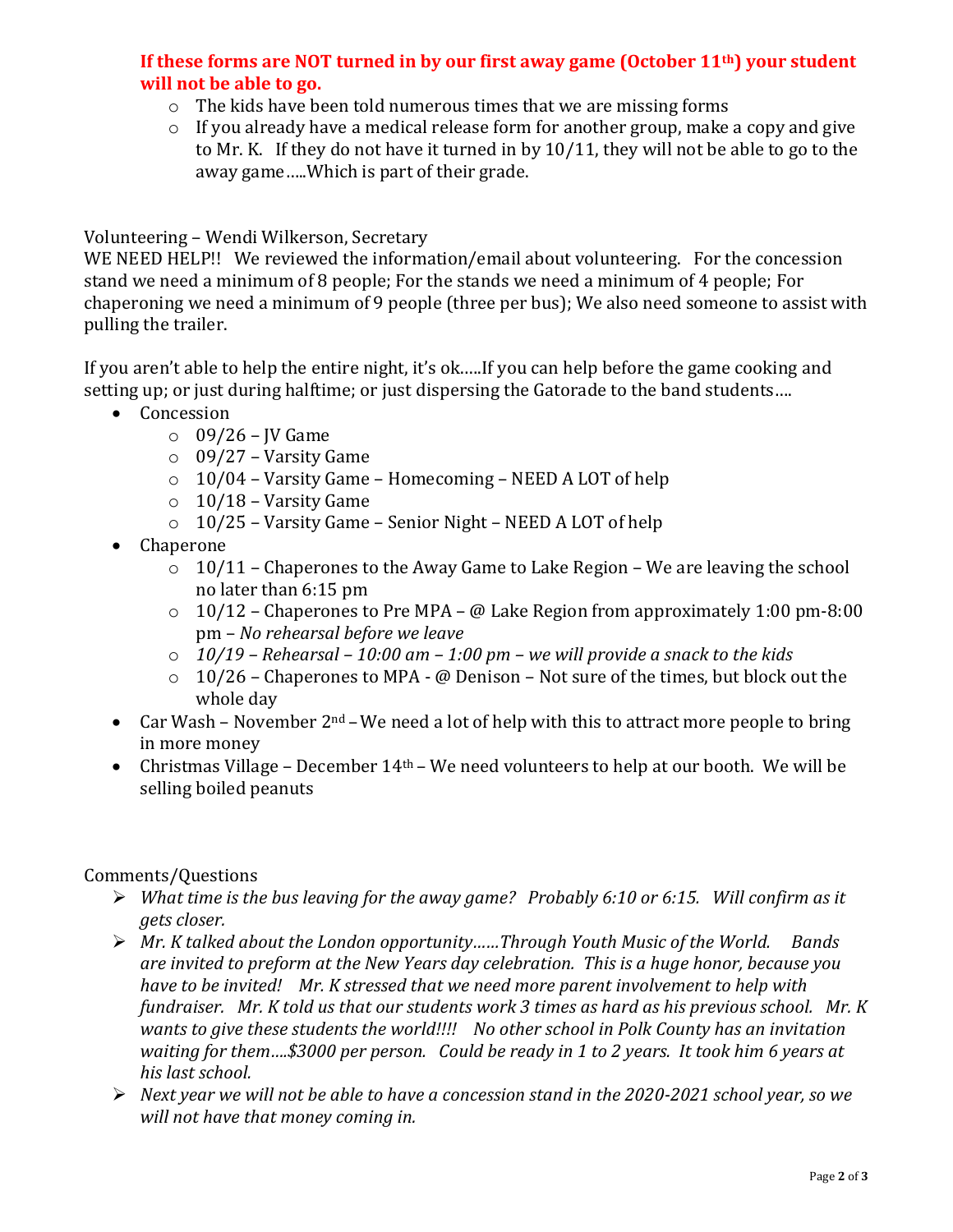**If these forms are NOT turned in by our first away game (October 11th) your student will not be able to go.**

- The kids have been told numerous times that we are missing forms
- If you already have a medical release form for another group, make a copy and give to Mr. K. If they do not have it turned in by 10/11, they will not be able to go to the away game…..Which is part of their grade.

Volunteering – Wendi Wilkerson, Secretary

WE NEED HELP!! We reviewed the information/email about volunteering. For the concession stand we need a minimum of 8 people; For the stands we need a minimum of 4 people; For chaperoning we need a minimum of 9 people (three per bus); We also need someone to assist with pulling the trailer.

If you aren't able to help the entire night, it's ok…..If you can help before the game cooking and setting up; or just during halftime; or just dispersing the Gatorade to the band students….

- Concession
  - 09/26 – JV Game
  - 09/27 – Varsity Game
  - 10/04 – Varsity Game – Homecoming – NEED A LOT of help
  - 10/18 – Varsity Game
  - 10/25 – Varsity Game – Senior Night – NEED A LOT of help
- Chaperone
  - 10/11 – Chaperones to the Away Game to Lake Region – We are leaving the school no later than 6:15 pm
  - 10/12 – Chaperones to Pre MPA – @ Lake Region from approximately 1:00 pm-8:00 pm – *No rehearsal before we leave*
  - *10/19 – Rehearsal – 10:00 am – 1:00 pm – we will provide a snack to the kids*
  - 10/26 – Chaperones to MPA - @ Denison – Not sure of the times, but block out the whole day
- Car Wash – November 2nd – We need a lot of help with this to attract more people to bring in more money
- Christmas Village – December 14th – We need volunteers to help at our booth. We will be selling boiled peanuts

Comments/Questions

- *What time is the bus leaving for the away game? Probably 6:10 or 6:15. Will confirm as it gets closer.*
- *Mr. K talked about the London opportunity……Through Youth Music of the World. Bands are invited to preform at the New Years day celebration. This is a huge honor, because you have to be invited! Mr. K stressed that we need more parent involvement to help with fundraiser. Mr. K told us that our students work 3 times as hard as his previous school. Mr. K wants to give these students the world!!!! No other school in Polk County has an invitation waiting for them….$3000 per person. Could be ready in 1 to 2 years. It took him 6 years at his last school.*
- *Next year we will not be able to have a concession stand in the 2020-2021 school year, so we will not have that money coming in.*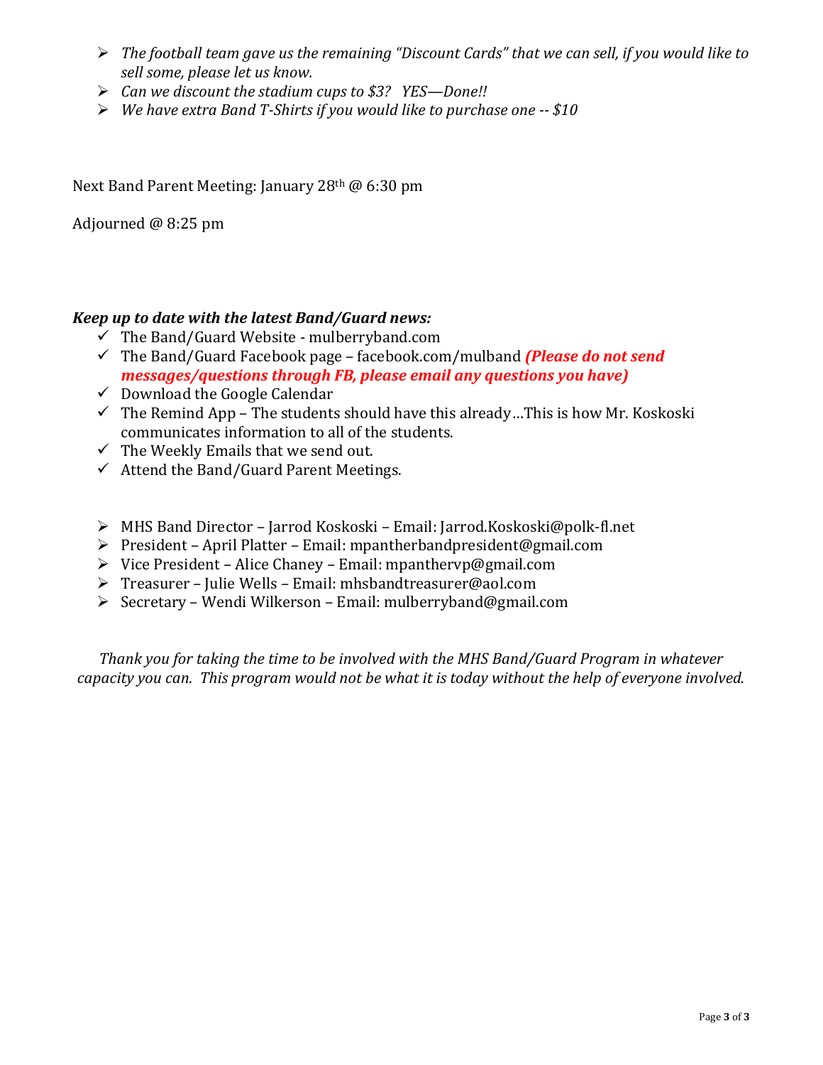- *The football team gave us the remaining "Discount Cards" that we can sell, if you would like to sell some, please let us know.*
- *Can we discount the stadium cups to $3?   YES—Done!!*
- *We have extra Band T-Shirts if you would like to purchase one -- $10*

Next Band Parent Meeting: January 28th @ 6:30 pm

Adjourned @ 8:25 pm

***Keep up to date with the latest Band/Guard news:***

- ✓ The Band/Guard Website - mulberryband.com
- ✓ The Band/Guard Facebook page – facebook.com/mulband ***(Please do not send messages/questions through FB, please email any questions you have)***
- ✓ Download the Google Calendar
- ✓ The Remind App – The students should have this already…This is how Mr. Koskoski communicates information to all of the students.
- ✓ The Weekly Emails that we send out.
- ✓ Attend the Band/Guard Parent Meetings.

- MHS Band Director – Jarrod Koskoski – Email: Jarrod.Koskoski@polk-fl.net
- President – April Platter – Email: mpantherbandpresident@gmail.com
- Vice President – Alice Chaney – Email: mpanthervp@gmail.com
- Treasurer – Julie Wells – Email: mhsbandtreasurer@aol.com
- Secretary – Wendi Wilkerson – Email: mulberryband@gmail.com

*Thank you for taking the time to be involved with the MHS Band/Guard Program in whatever capacity you can. This program would not be what it is today without the help of everyone involved.*